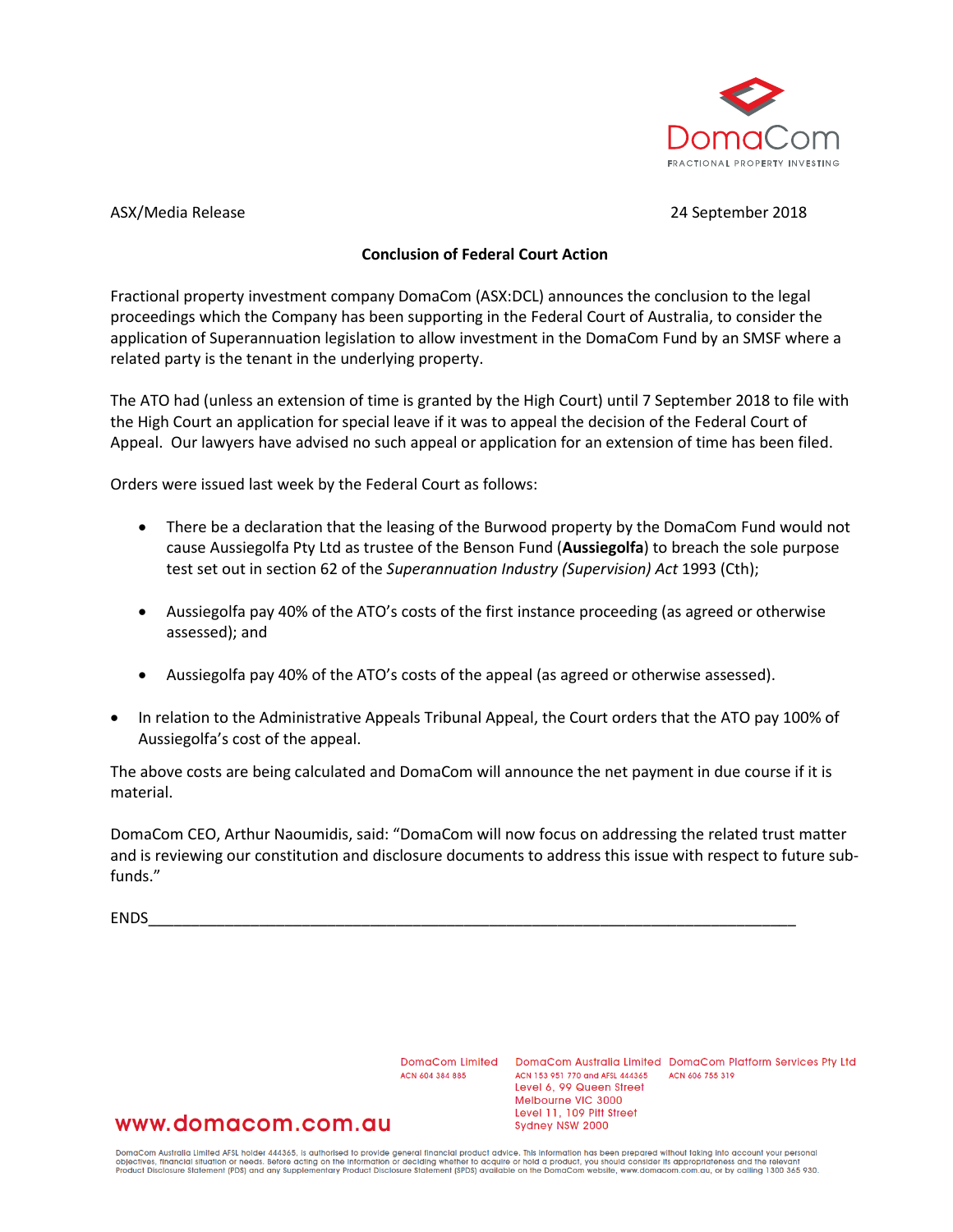DomaCom
FRACTIONAL PROPERTY INVESTING

ASX/Media Release 24 September 2018

**Conclusion of Federal Court Action**

Fractional property investment company DomaCom (ASX:DCL) announces the conclusion to the legal proceedings which the Company has been supporting in the Federal Court of Australia, to consider the application of Superannuation legislation to allow investment in the DomaCom Fund by an SMSF where a related party is the tenant in the underlying property.

The ATO had (unless an extension of time is granted by the High Court) until 7 September 2018 to file with the High Court an application for special leave if it was to appeal the decision of the Federal Court of Appeal. Our lawyers have advised no such appeal or application for an extension of time has been filed.

Orders were issued last week by the Federal Court as follows:

- There be a declaration that the leasing of the Burwood property by the DomaCom Fund would not cause Aussiegolfa Pty Ltd as trustee of the Benson Fund (**Aussiegolfa**) to breach the sole purpose test set out in section 62 of the *Superannuation Industry (Supervision) Act* 1993 (Cth);
- Aussiegolfa pay 40% of the ATO's costs of the first instance proceeding (as agreed or otherwise assessed); and
- Aussiegolfa pay 40% of the ATO's costs of the appeal (as agreed or otherwise assessed).

- In relation to the Administrative Appeals Tribunal Appeal, the Court orders that the ATO pay 100% of Aussiegolfa's cost of the appeal.

The above costs are being calculated and DomaCom will announce the net payment in due course if it is material.

DomaCom CEO, Arthur Naoumidis, said: "DomaCom will now focus on addressing the related trust matter and is reviewing our constitution and disclosure documents to address this issue with respect to future sub-funds."

ENDS

www.domacom.com.au

DomaCom Limited
ACN 604 384 885

DomaCom Australia Limited
ACN 153 951 770 and AFSL 444365
Level 6, 99 Queen Street
Melbourne VIC 3000
Level 11, 109 Pitt Street
Sydney NSW 2000

DomaCom Platform Services Pty Ltd
ACN 606 755 319

DomaCom Australia Limited AFSL holder 444365, is authorised to provide general financial product advice. This information has been prepared without taking into account your personal objectives, financial situation or needs. Before acting on the information or deciding whether to acquire or hold a product, you should consider its appropriateness and the relevant Product Disclosure Statement (PDS) and any Supplementary Product Disclosure Statement (SPDS) available on the DomaCom website, www.domacom.com.au, or by calling 1300 365 930.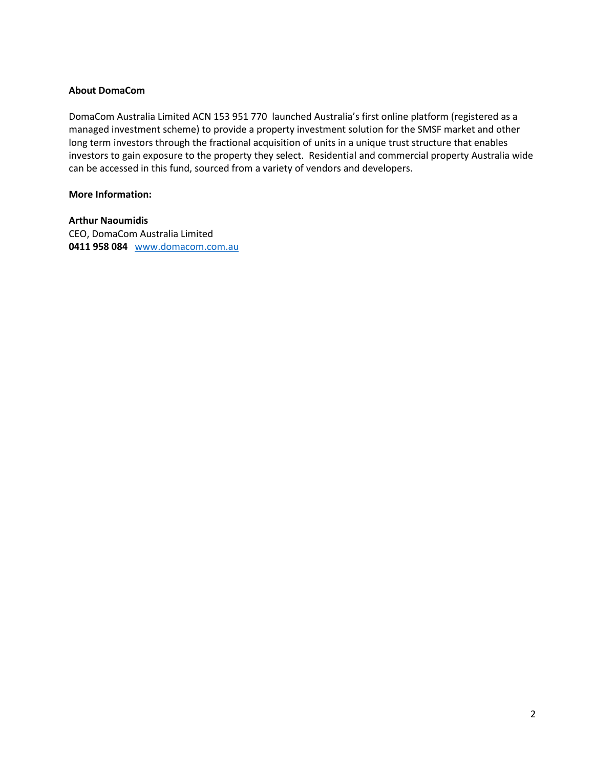**About DomaCom**

DomaCom Australia Limited ACN 153 951 770 launched Australia's first online platform (registered as a managed investment scheme) to provide a property investment solution for the SMSF market and other long term investors through the fractional acquisition of units in a unique trust structure that enables investors to gain exposure to the property they select. Residential and commercial property Australia wide can be accessed in this fund, sourced from a variety of vendors and developers.

**More Information:**

**Arthur Naoumidis**
CEO, DomaCom Australia Limited
**0411 958 084** www.domacom.com.au